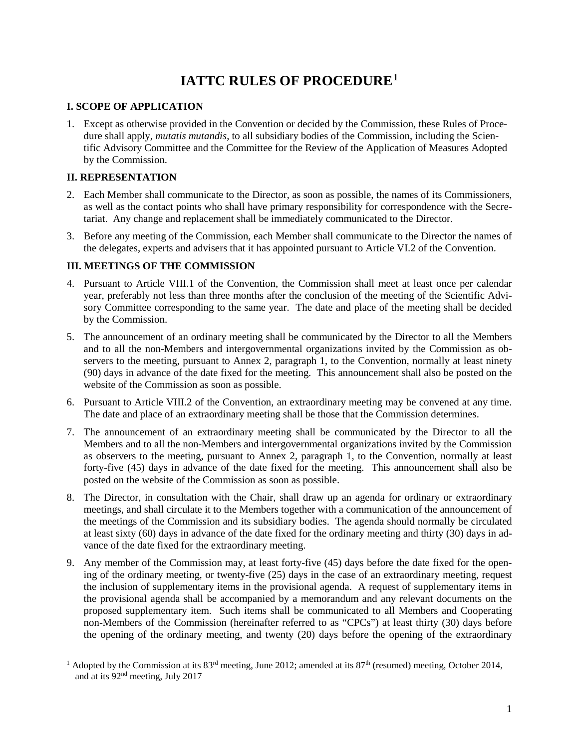# IATTC RULES OF PROCEDURE[1]

## I. SCOPE OF APPLICATION

1. Except as otherwise provided in the Convention or decided by the Commission, these Rules of Procedure shall apply, *mutatis mutandis*, to all subsidiary bodies of the Commission, including the Scientific Advisory Committee and the Committee for the Review of the Application of Measures Adopted by the Commission.

## II. REPRESENTATION

2. Each Member shall communicate to the Director, as soon as possible, the names of its Commissioners, as well as the contact points who shall have primary responsibility for correspondence with the Secretariat. Any change and replacement shall be immediately communicated to the Director.
3. Before any meeting of the Commission, each Member shall communicate to the Director the names of the delegates, experts and advisers that it has appointed pursuant to Article VI.2 of the Convention.

## III. MEETINGS OF THE COMMISSION

4. Pursuant to Article VIII.1 of the Convention, the Commission shall meet at least once per calendar year, preferably not less than three months after the conclusion of the meeting of the Scientific Advisory Committee corresponding to the same year. The date and place of the meeting shall be decided by the Commission.
5. The announcement of an ordinary meeting shall be communicated by the Director to all the Members and to all the non-Members and intergovernmental organizations invited by the Commission as observers to the meeting, pursuant to Annex 2, paragraph 1, to the Convention, normally at least ninety (90) days in advance of the date fixed for the meeting. This announcement shall also be posted on the website of the Commission as soon as possible.
6. Pursuant to Article VIII.2 of the Convention, an extraordinary meeting may be convened at any time. The date and place of an extraordinary meeting shall be those that the Commission determines.
7. The announcement of an extraordinary meeting shall be communicated by the Director to all the Members and to all the non-Members and intergovernmental organizations invited by the Commission as observers to the meeting, pursuant to Annex 2, paragraph 1, to the Convention, normally at least forty-five (45) days in advance of the date fixed for the meeting. This announcement shall also be posted on the website of the Commission as soon as possible.
8. The Director, in consultation with the Chair, shall draw up an agenda for ordinary or extraordinary meetings, and shall circulate it to the Members together with a communication of the announcement of the meetings of the Commission and its subsidiary bodies. The agenda should normally be circulated at least sixty (60) days in advance of the date fixed for the ordinary meeting and thirty (30) days in advance of the date fixed for the extraordinary meeting.
9. Any member of the Commission may, at least forty-five (45) days before the date fixed for the opening of the ordinary meeting, or twenty-five (25) days in the case of an extraordinary meeting, request the inclusion of supplementary items in the provisional agenda. A request of supplementary items in the provisional agenda shall be accompanied by a memorandum and any relevant documents on the proposed supplementary item. Such items shall be communicated to all Members and Cooperating non-Members of the Commission (hereinafter referred to as "CPCs") at least thirty (30) days before the opening of the ordinary meeting, and twenty (20) days before the opening of the extraordinary

---

[1] Adopted by the Commission at its 83rd meeting, June 2012; amended at its 87th (resumed) meeting, October 2014, and at its 92nd meeting, July 2017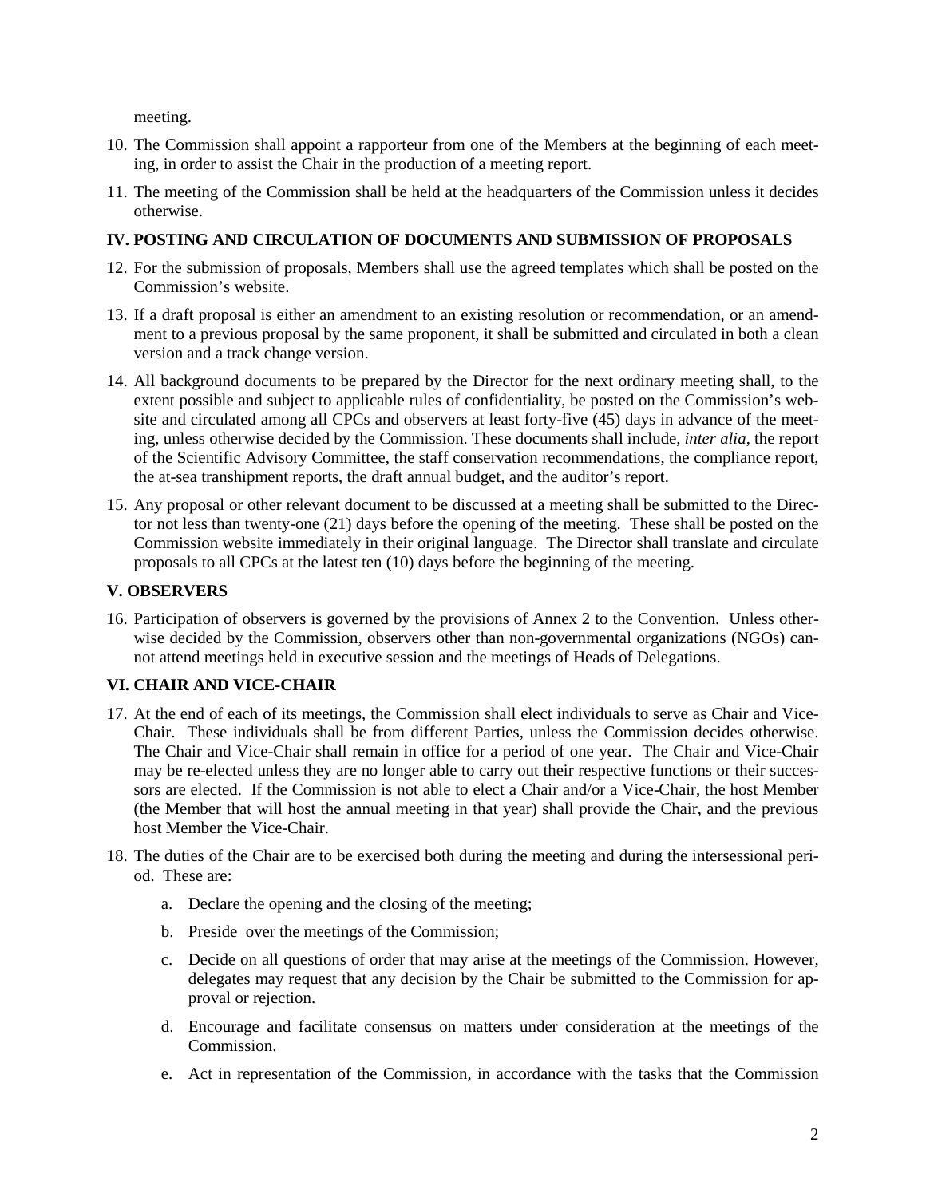meeting.

10. The Commission shall appoint a rapporteur from one of the Members at the beginning of each meeting, in order to assist the Chair in the production of a meeting report.

11. The meeting of the Commission shall be held at the headquarters of the Commission unless it decides otherwise.

## IV. POSTING AND CIRCULATION OF DOCUMENTS AND SUBMISSION OF PROPOSALS

12. For the submission of proposals, Members shall use the agreed templates which shall be posted on the Commission's website.

13. If a draft proposal is either an amendment to an existing resolution or recommendation, or an amendment to a previous proposal by the same proponent, it shall be submitted and circulated in both a clean version and a track change version.

14. All background documents to be prepared by the Director for the next ordinary meeting shall, to the extent possible and subject to applicable rules of confidentiality, be posted on the Commission's website and circulated among all CPCs and observers at least forty-five (45) days in advance of the meeting, unless otherwise decided by the Commission. These documents shall include, *inter alia*, the report of the Scientific Advisory Committee, the staff conservation recommendations, the compliance report, the at-sea transhipment reports, the draft annual budget, and the auditor's report.

15. Any proposal or other relevant document to be discussed at a meeting shall be submitted to the Director not less than twenty-one (21) days before the opening of the meeting. These shall be posted on the Commission website immediately in their original language. The Director shall translate and circulate proposals to all CPCs at the latest ten (10) days before the beginning of the meeting.

## V. OBSERVERS

16. Participation of observers is governed by the provisions of Annex 2 to the Convention. Unless otherwise decided by the Commission, observers other than non-governmental organizations (NGOs) cannot attend meetings held in executive session and the meetings of Heads of Delegations.

## VI. CHAIR AND VICE-CHAIR

17. At the end of each of its meetings, the Commission shall elect individuals to serve as Chair and Vice-Chair. These individuals shall be from different Parties, unless the Commission decides otherwise. The Chair and Vice-Chair shall remain in office for a period of one year. The Chair and Vice-Chair may be re-elected unless they are no longer able to carry out their respective functions or their successors are elected. If the Commission is not able to elect a Chair and/or a Vice-Chair, the host Member (the Member that will host the annual meeting in that year) shall provide the Chair, and the previous host Member the Vice-Chair.

18. The duties of the Chair are to be exercised both during the meeting and during the intersessional period. These are:

    a. Declare the opening and the closing of the meeting;

    b. Preside over the meetings of the Commission;

    c. Decide on all questions of order that may arise at the meetings of the Commission. However, delegates may request that any decision by the Chair be submitted to the Commission for approval or rejection.

    d. Encourage and facilitate consensus on matters under consideration at the meetings of the Commission.

    e. Act in representation of the Commission, in accordance with the tasks that the Commission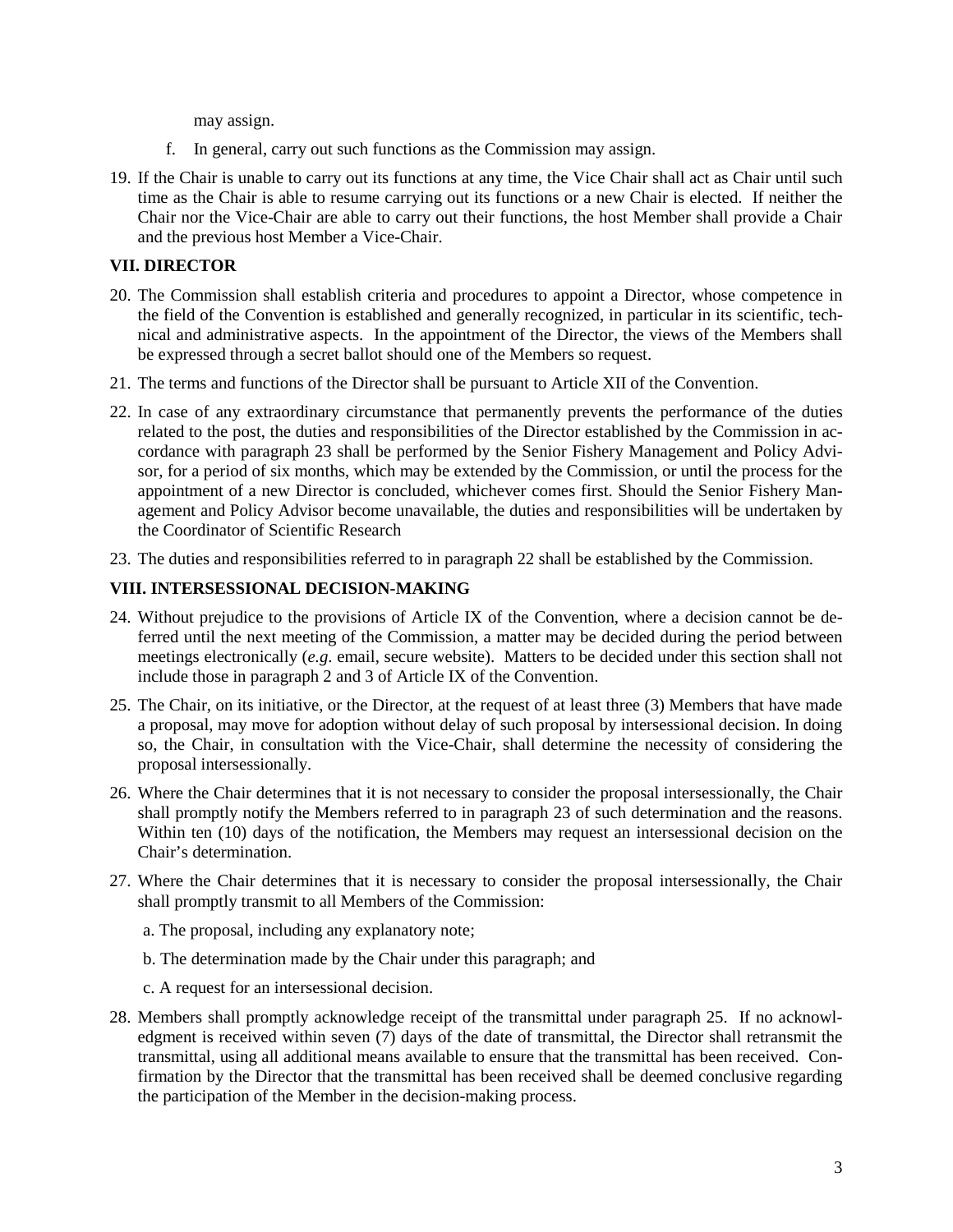may assign.

f. In general, carry out such functions as the Commission may assign.

19. If the Chair is unable to carry out its functions at any time, the Vice Chair shall act as Chair until such time as the Chair is able to resume carrying out its functions or a new Chair is elected. If neither the Chair nor the Vice-Chair are able to carry out their functions, the host Member shall provide a Chair and the previous host Member a Vice-Chair.

**VII. DIRECTOR**

20. The Commission shall establish criteria and procedures to appoint a Director, whose competence in the field of the Convention is established and generally recognized, in particular in its scientific, technical and administrative aspects. In the appointment of the Director, the views of the Members shall be expressed through a secret ballot should one of the Members so request.

21. The terms and functions of the Director shall be pursuant to Article XII of the Convention.

22. In case of any extraordinary circumstance that permanently prevents the performance of the duties related to the post, the duties and responsibilities of the Director established by the Commission in accordance with paragraph 23 shall be performed by the Senior Fishery Management and Policy Advisor, for a period of six months, which may be extended by the Commission, or until the process for the appointment of a new Director is concluded, whichever comes first. Should the Senior Fishery Management and Policy Advisor become unavailable, the duties and responsibilities will be undertaken by the Coordinator of Scientific Research

23. The duties and responsibilities referred to in paragraph 22 shall be established by the Commission.

**VIII. INTERSESSIONAL DECISION-MAKING**

24. Without prejudice to the provisions of Article IX of the Convention, where a decision cannot be deferred until the next meeting of the Commission, a matter may be decided during the period between meetings electronically (*e.g.* email, secure website). Matters to be decided under this section shall not include those in paragraph 2 and 3 of Article IX of the Convention.

25. The Chair, on its initiative, or the Director, at the request of at least three (3) Members that have made a proposal, may move for adoption without delay of such proposal by intersessional decision. In doing so, the Chair, in consultation with the Vice-Chair, shall determine the necessity of considering the proposal intersessionally.

26. Where the Chair determines that it is not necessary to consider the proposal intersessionally, the Chair shall promptly notify the Members referred to in paragraph 23 of such determination and the reasons. Within ten (10) days of the notification, the Members may request an intersessional decision on the Chair's determination.

27. Where the Chair determines that it is necessary to consider the proposal intersessionally, the Chair shall promptly transmit to all Members of the Commission:

    a. The proposal, including any explanatory note;

    b. The determination made by the Chair under this paragraph; and

    c. A request for an intersessional decision.

28. Members shall promptly acknowledge receipt of the transmittal under paragraph 25. If no acknowledgment is received within seven (7) days of the date of transmittal, the Director shall retransmit the transmittal, using all additional means available to ensure that the transmittal has been received. Confirmation by the Director that the transmittal has been received shall be deemed conclusive regarding the participation of the Member in the decision-making process.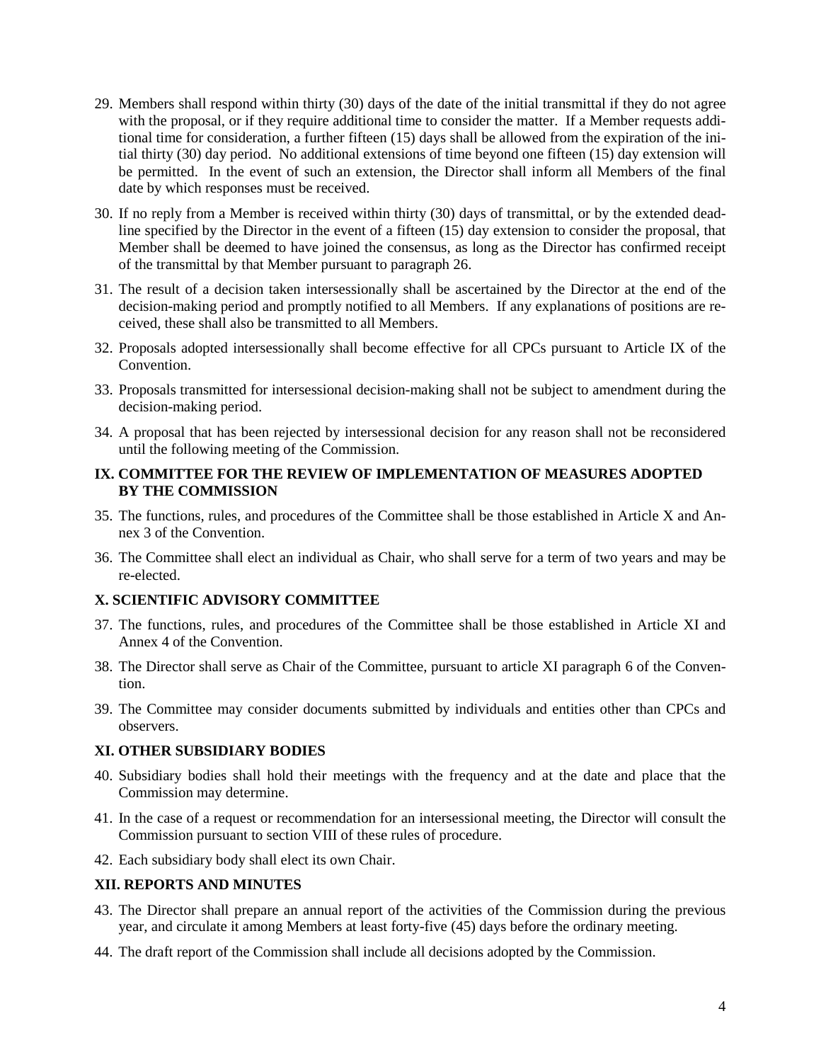29. Members shall respond within thirty (30) days of the date of the initial transmittal if they do not agree with the proposal, or if they require additional time to consider the matter. If a Member requests additional time for consideration, a further fifteen (15) days shall be allowed from the expiration of the initial thirty (30) day period. No additional extensions of time beyond one fifteen (15) day extension will be permitted. In the event of such an extension, the Director shall inform all Members of the final date by which responses must be received.

30. If no reply from a Member is received within thirty (30) days of transmittal, or by the extended deadline specified by the Director in the event of a fifteen (15) day extension to consider the proposal, that Member shall be deemed to have joined the consensus, as long as the Director has confirmed receipt of the transmittal by that Member pursuant to paragraph 26.

31. The result of a decision taken intersessionally shall be ascertained by the Director at the end of the decision-making period and promptly notified to all Members. If any explanations of positions are received, these shall also be transmitted to all Members.

32. Proposals adopted intersessionally shall become effective for all CPCs pursuant to Article IX of the Convention.

33. Proposals transmitted for intersessional decision-making shall not be subject to amendment during the decision-making period.

34. A proposal that has been rejected by intersessional decision for any reason shall not be reconsidered until the following meeting of the Commission.

## IX. COMMITTEE FOR THE REVIEW OF IMPLEMENTATION OF MEASURES ADOPTED BY THE COMMISSION

35. The functions, rules, and procedures of the Committee shall be those established in Article X and Annex 3 of the Convention.

36. The Committee shall elect an individual as Chair, who shall serve for a term of two years and may be re-elected.

## X. SCIENTIFIC ADVISORY COMMITTEE

37. The functions, rules, and procedures of the Committee shall be those established in Article XI and Annex 4 of the Convention.

38. The Director shall serve as Chair of the Committee, pursuant to article XI paragraph 6 of the Convention.

39. The Committee may consider documents submitted by individuals and entities other than CPCs and observers.

## XI. OTHER SUBSIDIARY BODIES

40. Subsidiary bodies shall hold their meetings with the frequency and at the date and place that the Commission may determine.

41. In the case of a request or recommendation for an intersessional meeting, the Director will consult the Commission pursuant to section VIII of these rules of procedure.

42. Each subsidiary body shall elect its own Chair.

## XII. REPORTS AND MINUTES

43. The Director shall prepare an annual report of the activities of the Commission during the previous year, and circulate it among Members at least forty-five (45) days before the ordinary meeting.

44. The draft report of the Commission shall include all decisions adopted by the Commission.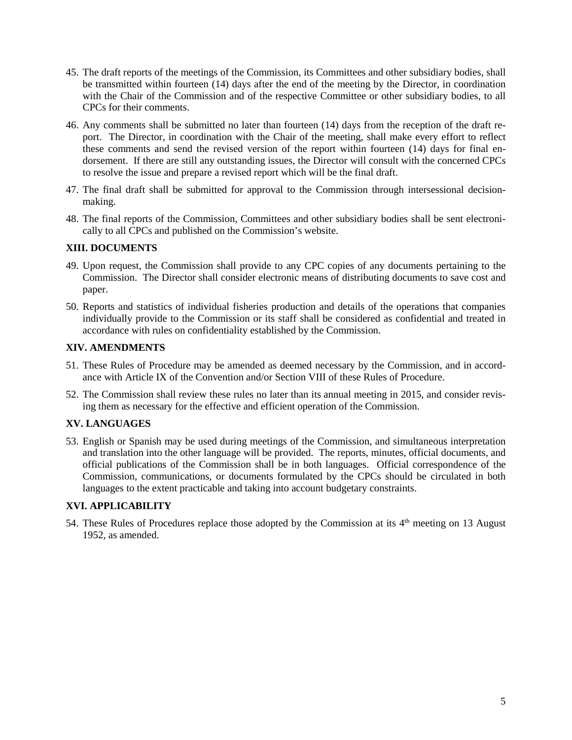45. The draft reports of the meetings of the Commission, its Committees and other subsidiary bodies, shall be transmitted within fourteen (14) days after the end of the meeting by the Director, in coordination with the Chair of the Commission and of the respective Committee or other subsidiary bodies, to all CPCs for their comments.

46. Any comments shall be submitted no later than fourteen (14) days from the reception of the draft report. The Director, in coordination with the Chair of the meeting, shall make every effort to reflect these comments and send the revised version of the report within fourteen (14) days for final endorsement. If there are still any outstanding issues, the Director will consult with the concerned CPCs to resolve the issue and prepare a revised report which will be the final draft.

47. The final draft shall be submitted for approval to the Commission through intersessional decision-making.

48. The final reports of the Commission, Committees and other subsidiary bodies shall be sent electronically to all CPCs and published on the Commission's website.

## XIII. DOCUMENTS

49. Upon request, the Commission shall provide to any CPC copies of any documents pertaining to the Commission. The Director shall consider electronic means of distributing documents to save cost and paper.

50. Reports and statistics of individual fisheries production and details of the operations that companies individually provide to the Commission or its staff shall be considered as confidential and treated in accordance with rules on confidentiality established by the Commission.

## XIV. AMENDMENTS

51. These Rules of Procedure may be amended as deemed necessary by the Commission, and in accordance with Article IX of the Convention and/or Section VIII of these Rules of Procedure.

52. The Commission shall review these rules no later than its annual meeting in 2015, and consider revising them as necessary for the effective and efficient operation of the Commission.

## XV. LANGUAGES

53. English or Spanish may be used during meetings of the Commission, and simultaneous interpretation and translation into the other language will be provided. The reports, minutes, official documents, and official publications of the Commission shall be in both languages. Official correspondence of the Commission, communications, or documents formulated by the CPCs should be circulated in both languages to the extent practicable and taking into account budgetary constraints.

## XVI. APPLICABILITY

54. These Rules of Procedures replace those adopted by the Commission at its 4th meeting on 13 August 1952, as amended.